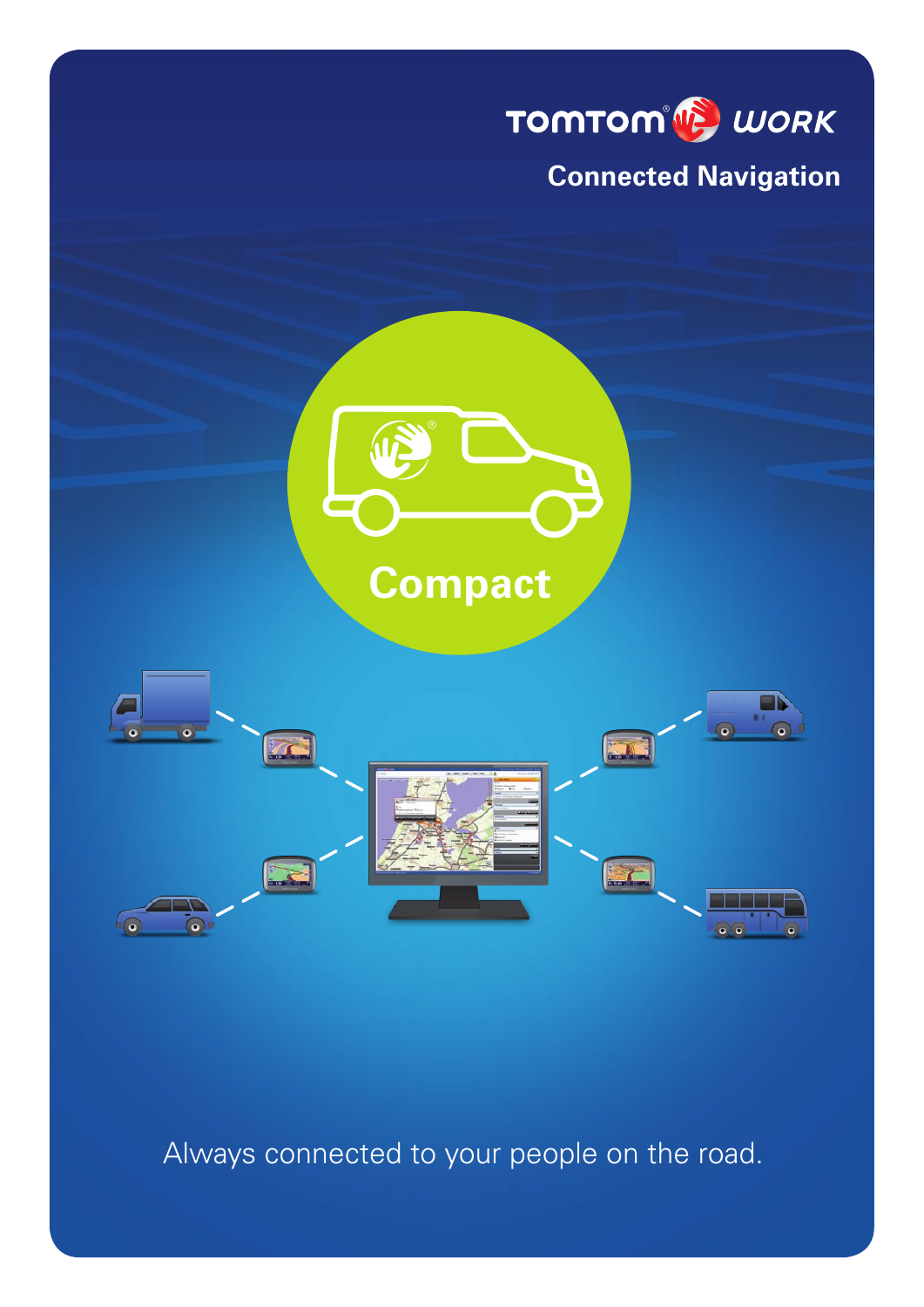TOMTOM WORK

# Connected Navigation

## Compact

Always connected to your people on the road.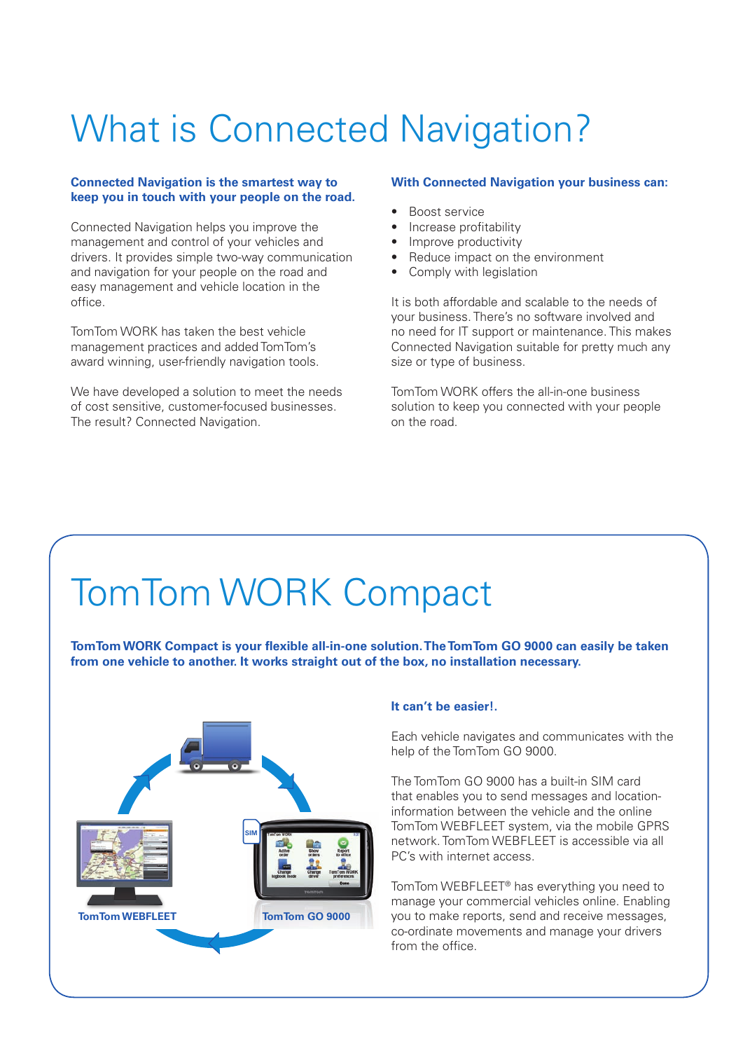# What is Connected Navigation?

**Connected Navigation is the smartest way to keep you in touch with your people on the road.**

Connected Navigation helps you improve the management and control of your vehicles and drivers. It provides simple two-way communication and navigation for your people on the road and easy management and vehicle location in the office.

TomTom WORK has taken the best vehicle management practices and added TomTom's award winning, user-friendly navigation tools.

We have developed a solution to meet the needs of cost sensitive, customer-focused businesses. The result? Connected Navigation.

**With Connected Navigation your business can:**

- Boost service
- Increase profitability
- Improve productivity
- Reduce impact on the environment
- Comply with legislation

It is both affordable and scalable to the needs of your business. There's no software involved and no need for IT support or maintenance. This makes Connected Navigation suitable for pretty much any size or type of business.

TomTom WORK offers the all-in-one business solution to keep you connected with your people on the road.

# TomTom WORK Compact

**TomTom WORK Compact is your flexible all-in-one solution. The TomTom GO 9000 can easily be taken from one vehicle to another. It works straight out of the box, no installation necessary.**

TomTom WEBFLEET

TomTom GO 9000

**It can't be easier!.**

Each vehicle navigates and communicates with the help of the TomTom GO 9000.

The TomTom GO 9000 has a built-in SIM card that enables you to send messages and location-information between the vehicle and the online TomTom WEBFLEET system, via the mobile GPRS network. TomTom WEBFLEET is accessible via all PC's with internet access.

TomTom WEBFLEET® has everything you need to manage your commercial vehicles online. Enabling you to make reports, send and receive messages, co-ordinate movements and manage your drivers from the office.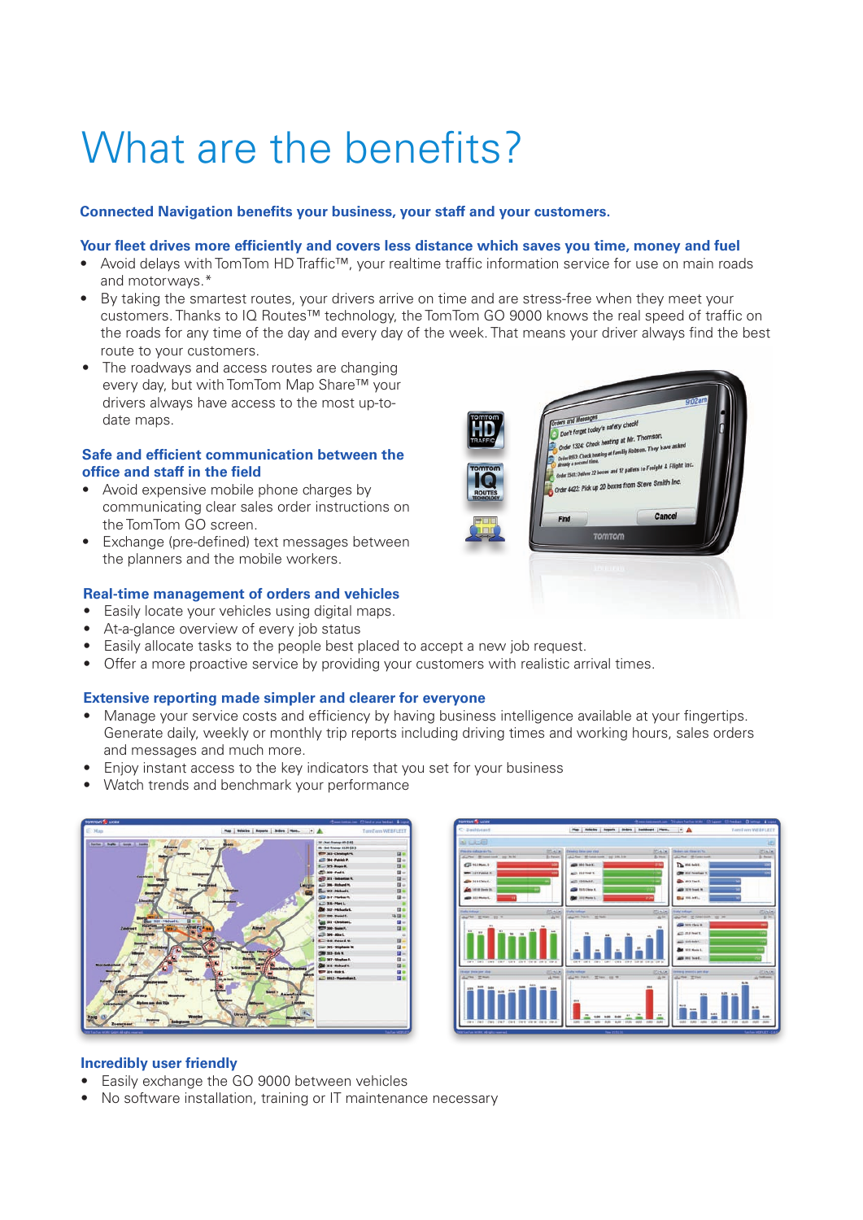# What are the benefits?

**Connected Navigation benefits your business, your staff and your customers.**

## Your fleet drives more efficiently and covers less distance which saves you time, money and fuel

- Avoid delays with TomTom HD Traffic™, your realtime traffic information service for use on main roads and motorways.*
- By taking the smartest routes, your drivers arrive on time and are stress-free when they meet your customers. Thanks to IQ Routes™ technology, the TomTom GO 9000 knows the real speed of traffic on the roads for any time of the day and every day of the week. That means your driver always find the best route to your customers.
- The roadways and access routes are changing every day, but with TomTom Map Share™ your drivers always have access to the most up-to-date maps.

## Safe and efficient communication between the office and staff in the field

- Avoid expensive mobile phone charges by communicating clear sales order instructions on the TomTom GO screen.
- Exchange (pre-defined) text messages between the planners and the mobile workers.

## Real-time management of orders and vehicles

- Easily locate your vehicles using digital maps.
- At-a-glance overview of every job status
- Easily allocate tasks to the people best placed to accept a new job request.
- Offer a more proactive service by providing your customers with realistic arrival times.

## Extensive reporting made simpler and clearer for everyone

- Manage your service costs and efficiency by having business intelligence available at your fingertips. Generate daily, weekly or monthly trip reports including driving times and working hours, sales orders and messages and much more.
- Enjoy instant access to the key indicators that you set for your business
- Watch trends and benchmark your performance

## Incredibly user friendly

- Easily exchange the GO 9000 between vehicles
- No software installation, training or IT maintenance necessary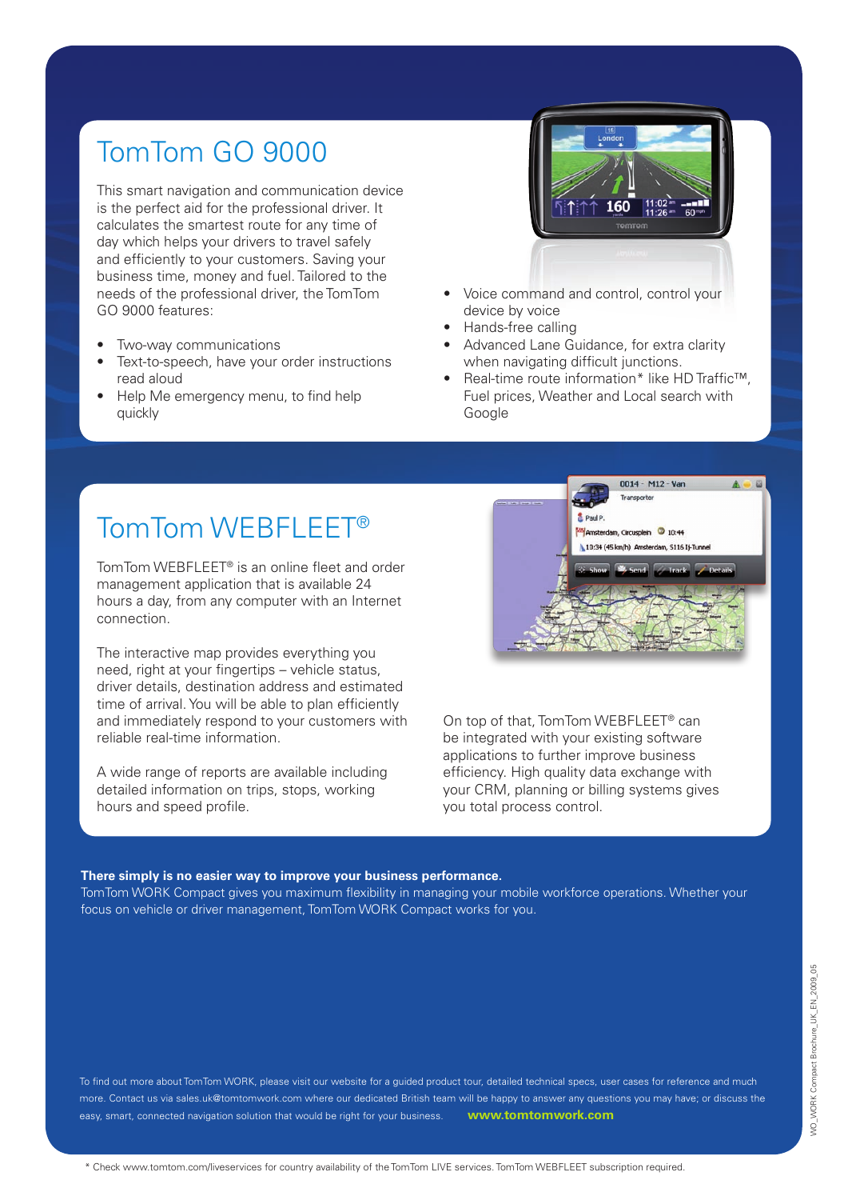# TomTom GO 9000

This smart navigation and communication device is the perfect aid for the professional driver. It calculates the smartest route for any time of day which helps your drivers to travel safely and efficiently to your customers. Saving your business time, money and fuel. Tailored to the needs of the professional driver, the TomTom GO 9000 features:

- Two-way communications
- Text-to-speech, have your order instructions read aloud
- Help Me emergency menu, to find help quickly
- Voice command and control, control your device by voice
- Hands-free calling
- Advanced Lane Guidance, for extra clarity when navigating difficult junctions.
- Real-time route information* like HD Traffic™, Fuel prices, Weather and Local search with Google

# TomTom WEBFLEET®

TomTom WEBFLEET® is an online fleet and order management application that is available 24 hours a day, from any computer with an Internet connection.

The interactive map provides everything you need, right at your fingertips – vehicle status, driver details, destination address and estimated time of arrival. You will be able to plan efficiently and immediately respond to your customers with reliable real-time information.

A wide range of reports are available including detailed information on trips, stops, working hours and speed profile.

On top of that, TomTom WEBFLEET® can be integrated with your existing software applications to further improve business efficiency. High quality data exchange with your CRM, planning or billing systems gives you total process control.

**There simply is no easier way to improve your business performance.**
TomTom WORK Compact gives you maximum flexibility in managing your mobile workforce operations. Whether your focus on vehicle or driver management, TomTom WORK Compact works for you.

To find out more about TomTom WORK, please visit our website for a guided product tour, detailed technical specs, user cases for reference and much more. Contact us via sales.uk@tomtomwork.com where our dedicated British team will be happy to answer any questions you may have; or discuss the easy, smart, connected navigation solution that would be right for your business. **www.tomtomwork.com**

WO_WORK Compact Brochure_UK_EN_2009_05

\* Check www.tomtom.com/liveservices for country availability of the TomTom LIVE services. TomTom WEBFLEET subscription required.